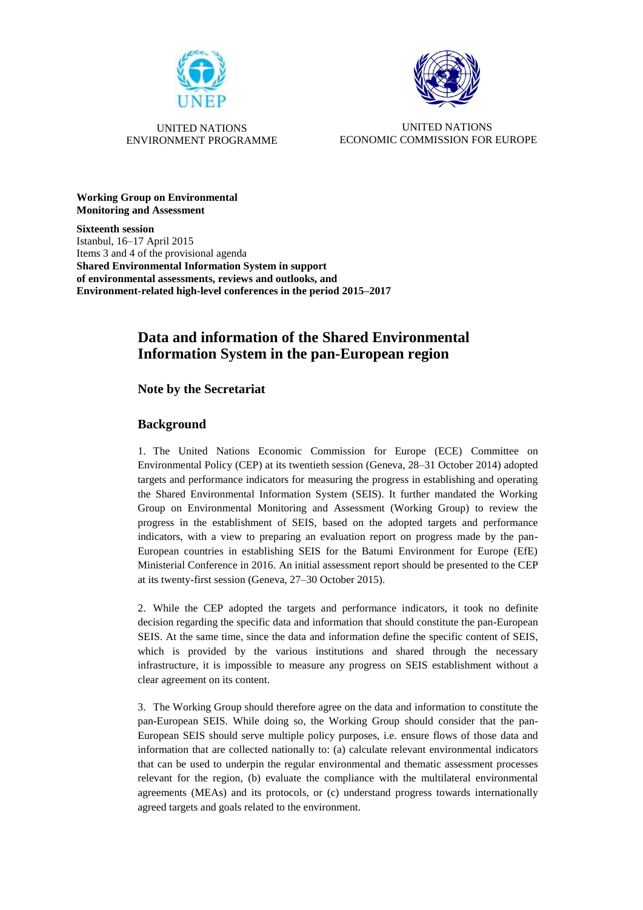UNITED NATIONS
ENVIRONMENT PROGRAMME

UNITED NATIONS
ECONOMIC COMMISSION FOR EUROPE

**Working Group on Environmental Monitoring and Assessment**

**Sixteenth session**
Istanbul, 16–17 April 2015
Items 3 and 4 of the provisional agenda
**Shared Environmental Information System in support of environmental assessments, reviews and outlooks, and Environment-related high-level conferences in the period 2015–2017**

# Data and information of the Shared Environmental Information System in the pan-European region

## Note by the Secretariat

## Background

1. The United Nations Economic Commission for Europe (ECE) Committee on Environmental Policy (CEP) at its twentieth session (Geneva, 28–31 October 2014) adopted targets and performance indicators for measuring the progress in establishing and operating the Shared Environmental Information System (SEIS). It further mandated the Working Group on Environmental Monitoring and Assessment (Working Group) to review the progress in the establishment of SEIS, based on the adopted targets and performance indicators, with a view to preparing an evaluation report on progress made by the pan-European countries in establishing SEIS for the Batumi Environment for Europe (EfE) Ministerial Conference in 2016. An initial assessment report should be presented to the CEP at its twenty-first session (Geneva, 27–30 October 2015).

2. While the CEP adopted the targets and performance indicators, it took no definite decision regarding the specific data and information that should constitute the pan-European SEIS. At the same time, since the data and information define the specific content of SEIS, which is provided by the various institutions and shared through the necessary infrastructure, it is impossible to measure any progress on SEIS establishment without a clear agreement on its content.

3. The Working Group should therefore agree on the data and information to constitute the pan-European SEIS. While doing so, the Working Group should consider that the pan-European SEIS should serve multiple policy purposes, i.e. ensure flows of those data and information that are collected nationally to: (a) calculate relevant environmental indicators that can be used to underpin the regular environmental and thematic assessment processes relevant for the region, (b) evaluate the compliance with the multilateral environmental agreements (MEAs) and its protocols, or (c) understand progress towards internationally agreed targets and goals related to the environment.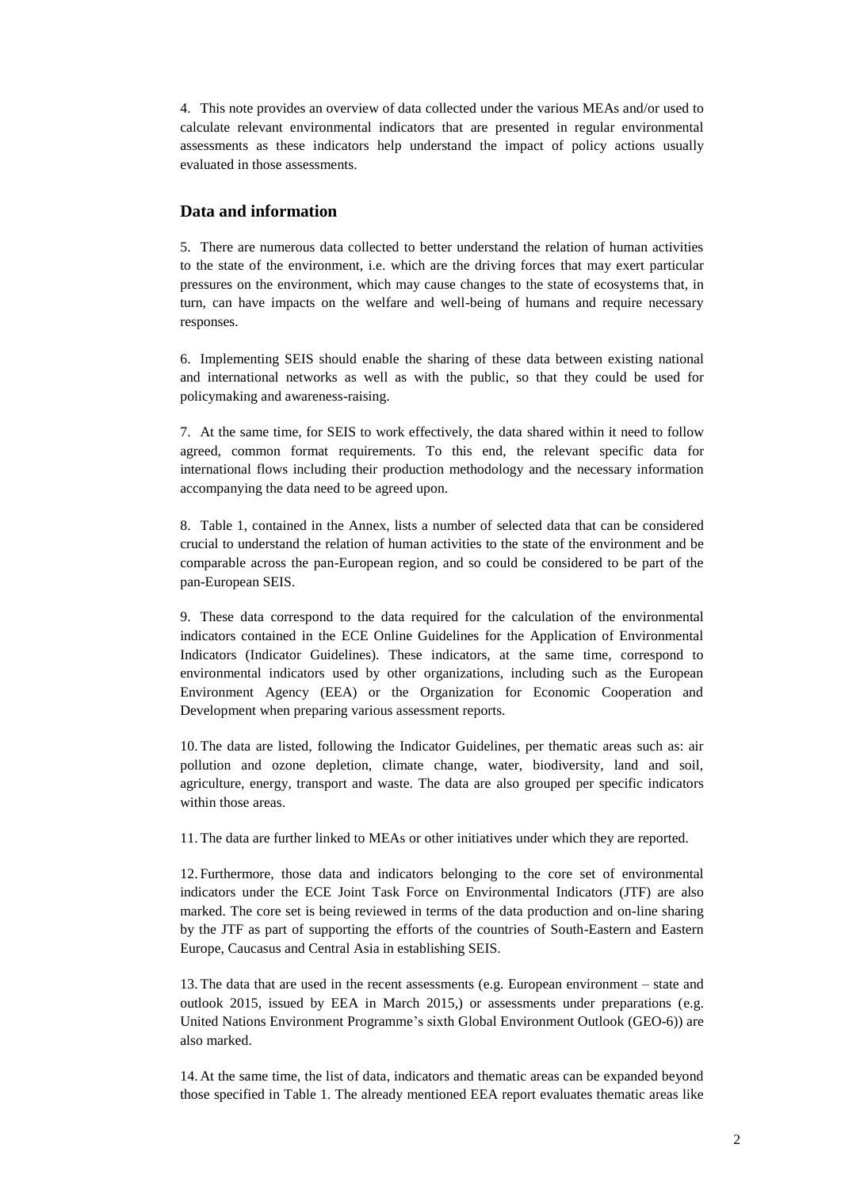4. This note provides an overview of data collected under the various MEAs and/or used to calculate relevant environmental indicators that are presented in regular environmental assessments as these indicators help understand the impact of policy actions usually evaluated in those assessments.

## Data and information

5. There are numerous data collected to better understand the relation of human activities to the state of the environment, i.e. which are the driving forces that may exert particular pressures on the environment, which may cause changes to the state of ecosystems that, in turn, can have impacts on the welfare and well-being of humans and require necessary responses.

6. Implementing SEIS should enable the sharing of these data between existing national and international networks as well as with the public, so that they could be used for policymaking and awareness-raising.

7. At the same time, for SEIS to work effectively, the data shared within it need to follow agreed, common format requirements. To this end, the relevant specific data for international flows including their production methodology and the necessary information accompanying the data need to be agreed upon.

8. Table 1, contained in the Annex, lists a number of selected data that can be considered crucial to understand the relation of human activities to the state of the environment and be comparable across the pan-European region, and so could be considered to be part of the pan-European SEIS.

9. These data correspond to the data required for the calculation of the environmental indicators contained in the ECE Online Guidelines for the Application of Environmental Indicators (Indicator Guidelines). These indicators, at the same time, correspond to environmental indicators used by other organizations, including such as the European Environment Agency (EEA) or the Organization for Economic Cooperation and Development when preparing various assessment reports.

10. The data are listed, following the Indicator Guidelines, per thematic areas such as: air pollution and ozone depletion, climate change, water, biodiversity, land and soil, agriculture, energy, transport and waste. The data are also grouped per specific indicators within those areas.

11. The data are further linked to MEAs or other initiatives under which they are reported.

12. Furthermore, those data and indicators belonging to the core set of environmental indicators under the ECE Joint Task Force on Environmental Indicators (JTF) are also marked. The core set is being reviewed in terms of the data production and on-line sharing by the JTF as part of supporting the efforts of the countries of South-Eastern and Eastern Europe, Caucasus and Central Asia in establishing SEIS.

13. The data that are used in the recent assessments (e.g. European environment – state and outlook 2015, issued by EEA in March 2015,) or assessments under preparations (e.g. United Nations Environment Programme's sixth Global Environment Outlook (GEO-6)) are also marked.

14. At the same time, the list of data, indicators and thematic areas can be expanded beyond those specified in Table 1. The already mentioned EEA report evaluates thematic areas like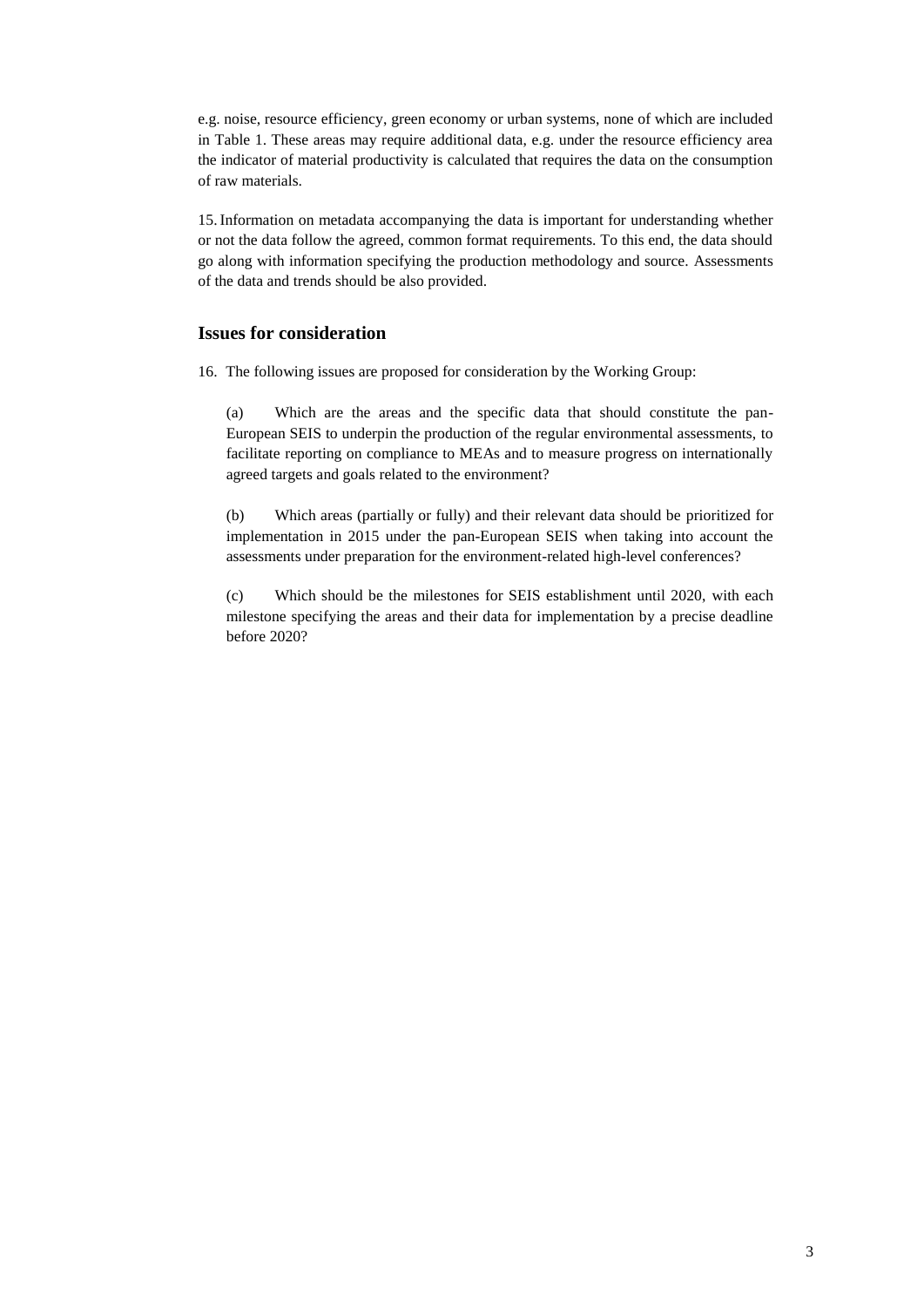e.g. noise, resource efficiency, green economy or urban systems, none of which are included in Table 1. These areas may require additional data, e.g. under the resource efficiency area the indicator of material productivity is calculated that requires the data on the consumption of raw materials.

15. Information on metadata accompanying the data is important for understanding whether or not the data follow the agreed, common format requirements. To this end, the data should go along with information specifying the production methodology and source. Assessments of the data and trends should be also provided.

## Issues for consideration

16. The following issues are proposed for consideration by the Working Group:

(a) Which are the areas and the specific data that should constitute the pan-European SEIS to underpin the production of the regular environmental assessments, to facilitate reporting on compliance to MEAs and to measure progress on internationally agreed targets and goals related to the environment?

(b) Which areas (partially or fully) and their relevant data should be prioritized for implementation in 2015 under the pan-European SEIS when taking into account the assessments under preparation for the environment-related high-level conferences?

(c) Which should be the milestones for SEIS establishment until 2020, with each milestone specifying the areas and their data for implementation by a precise deadline before 2020?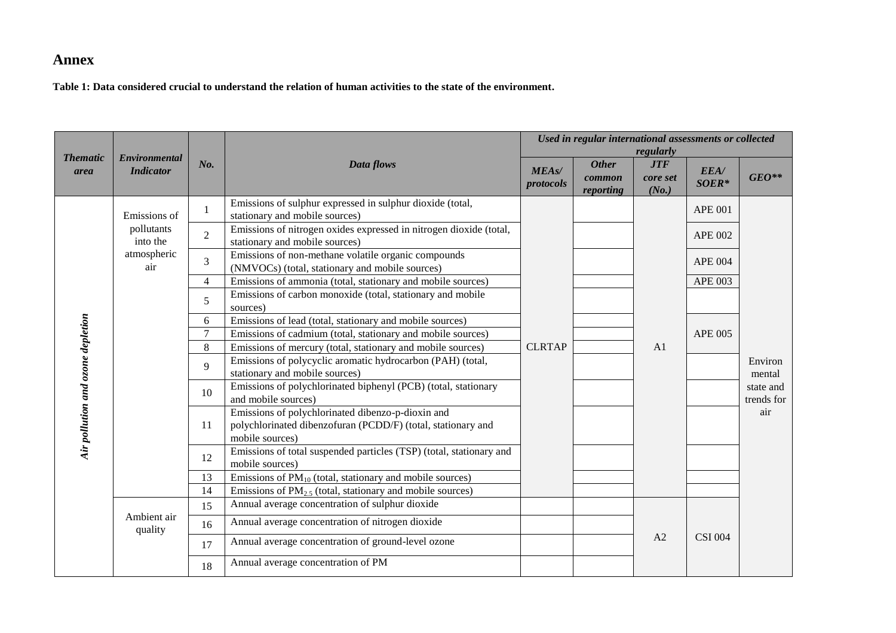# Annex

**Table 1: Data considered crucial to understand the relation of human activities to the state of the environment.**

| *Thematic area* | *Environmental Indicator* | *No.* | *Data flows* | *Used in regular international assessments or collected regularly* | | | | |
|---|---|---|---|---|---|---|---|---|
| | | | | *MEAs/ protocols* | *Other common reporting* | *JTF core set (No.)* | *EEA/ SOER\** | *GEO\*\** |
| *Air pollution and ozone depletion* | Emissions of pollutants into the atmospheric air | 1 | Emissions of sulphur expressed in sulphur dioxide (total, stationary and mobile sources) | CLRTAP | | A1 | APE 001 | Environmental state and trends for air |
| | | 2 | Emissions of nitrogen oxides expressed in nitrogen dioxide (total, stationary and mobile sources) | | | | APE 002 | |
| | | 3 | Emissions of non-methane volatile organic compounds (NMVOCs) (total, stationary and mobile sources) | | | | APE 004 | |
| | | 4 | Emissions of ammonia (total, stationary and mobile sources) | | | | APE 003 | |
| | | 5 | Emissions of carbon monoxide (total, stationary and mobile sources) | | | | | |
| | | 6 | Emissions of lead (total, stationary and mobile sources) | | | | APE 005 | |
| | | 7 | Emissions of cadmium (total, stationary and mobile sources) | | | | | |
| | | 8 | Emissions of mercury (total, stationary and mobile sources) | | | | | |
| | | 9 | Emissions of polycyclic aromatic hydrocarbon (PAH) (total, stationary and mobile sources) | | | | | |
| | | 10 | Emissions of polychlorinated biphenyl (PCB) (total, stationary and mobile sources) | | | | | |
| | | 11 | Emissions of polychlorinated dibenzo-p-dioxin and polychlorinated dibenzofuran (PCDD/F) (total, stationary and mobile sources) | | | | | |
| | | 12 | Emissions of total suspended particles (TSP) (total, stationary and mobile sources) | | | | | |
| | | 13 | Emissions of $PM_{10}$ (total, stationary and mobile sources) | | | | | |
| | | 14 | Emissions of $PM_{2.5}$ (total, stationary and mobile sources) | | | | | |
| | Ambient air quality | 15 | Annual average concentration of sulphur dioxide | | | A2 | CSI 004 | |
| | | 16 | Annual average concentration of nitrogen dioxide | | | | | |
| | | 17 | Annual average concentration of ground-level ozone | | | | | |
| | | 18 | Annual average concentration of PM | | | | | |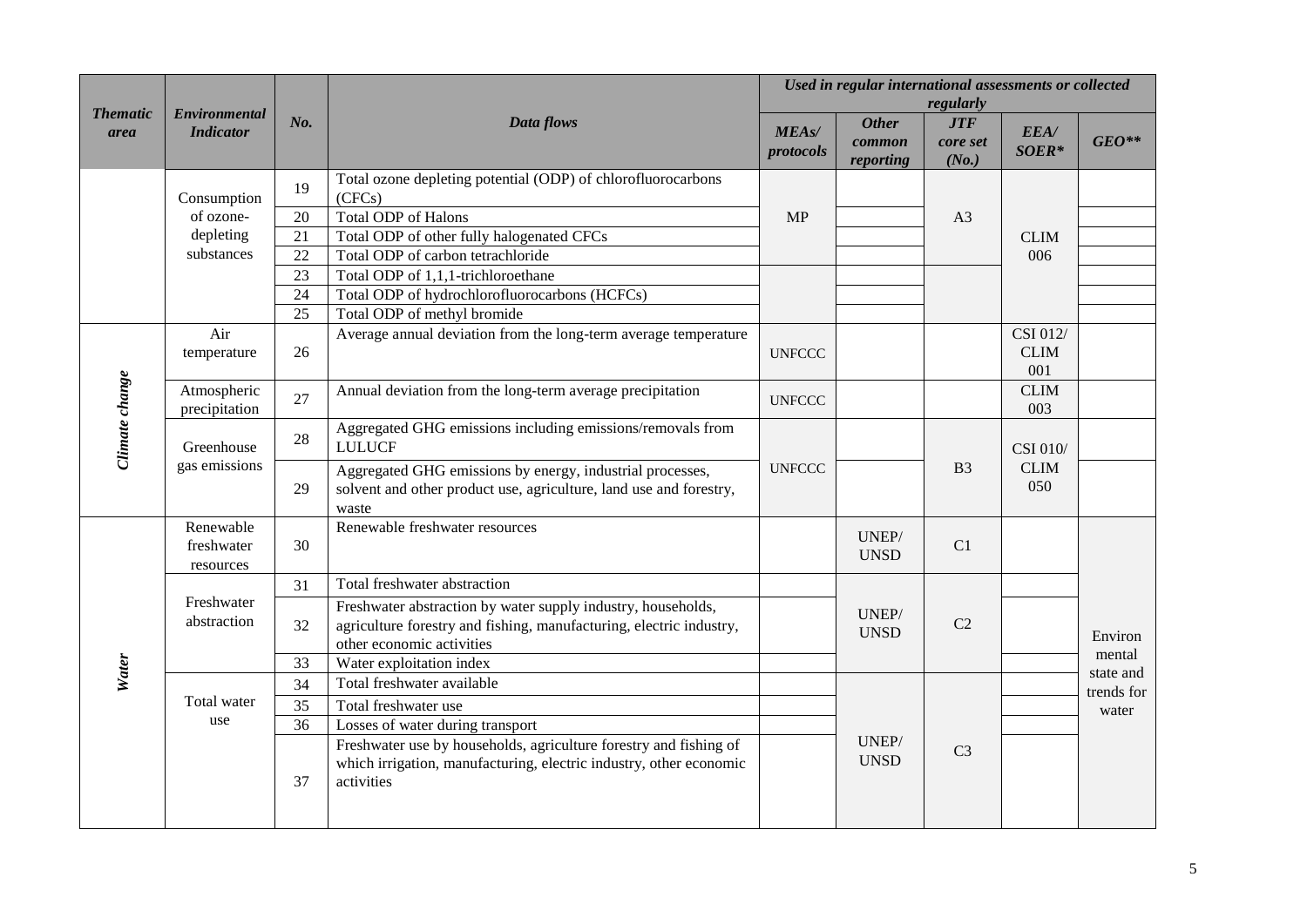| Thematic area | Environmental Indicator | No. | Data flows | Used in regular international assessments or collected regularly | | | | |
|---|---|---|---|---|---|---|---|---|
| | | | | MEAs/ protocols | Other common reporting | JTF core set (No.) | EEA/ SOER* | GEO** |
| | Consumption of ozone-depleting substances | 19 | Total ozone depleting potential (ODP) of chlorofluorocarbons (CFCs) | MP | | A3 | CLIM 006 | |
| | | 20 | Total ODP of Halons | | | | | |
| | | 21 | Total ODP of other fully halogenated CFCs | | | | | |
| | | 22 | Total ODP of carbon tetrachloride | | | | | |
| | | 23 | Total ODP of 1,1,1-trichloroethane | | | | | |
| | | 24 | Total ODP of hydrochlorofluorocarbons (HCFCs) | | | | | |
| | | 25 | Total ODP of methyl bromide | | | | | |
| Climate change | Air temperature | 26 | Average annual deviation from the long-term average temperature | UNFCCC | | | CSI 012/ CLIM 001 | |
| | Atmospheric precipitation | 27 | Annual deviation from the long-term average precipitation | UNFCCC | | | CLIM 003 | |
| | Greenhouse gas emissions | 28 | Aggregated GHG emissions including emissions/removals from LULUCF | UNFCCC | | B3 | CSI 010/ CLIM 050 | |
| | | 29 | Aggregated GHG emissions by energy, industrial processes, solvent and other product use, agriculture, land use and forestry, waste | | | | | |
| Water | Renewable freshwater resources | 30 | Renewable freshwater resources | | UNEP/ UNSD | C1 | | Environ mental state and trends for water |
| | Freshwater abstraction | 31 | Total freshwater abstraction | | UNEP/ UNSD | C2 | | |
| | | 32 | Freshwater abstraction by water supply industry, households, agriculture forestry and fishing, manufacturing, electric industry, other economic activities | | | | | |
| | | 33 | Water exploitation index | | | | | |
| | Total water use | 34 | Total freshwater available | | UNEP/ UNSD | C3 | | |
| | | 35 | Total freshwater use | | | | | |
| | | 36 | Losses of water during transport | | | | | |
| | | 37 | Freshwater use by households, agriculture forestry and fishing of which irrigation, manufacturing, electric industry, other economic activities | | | | | |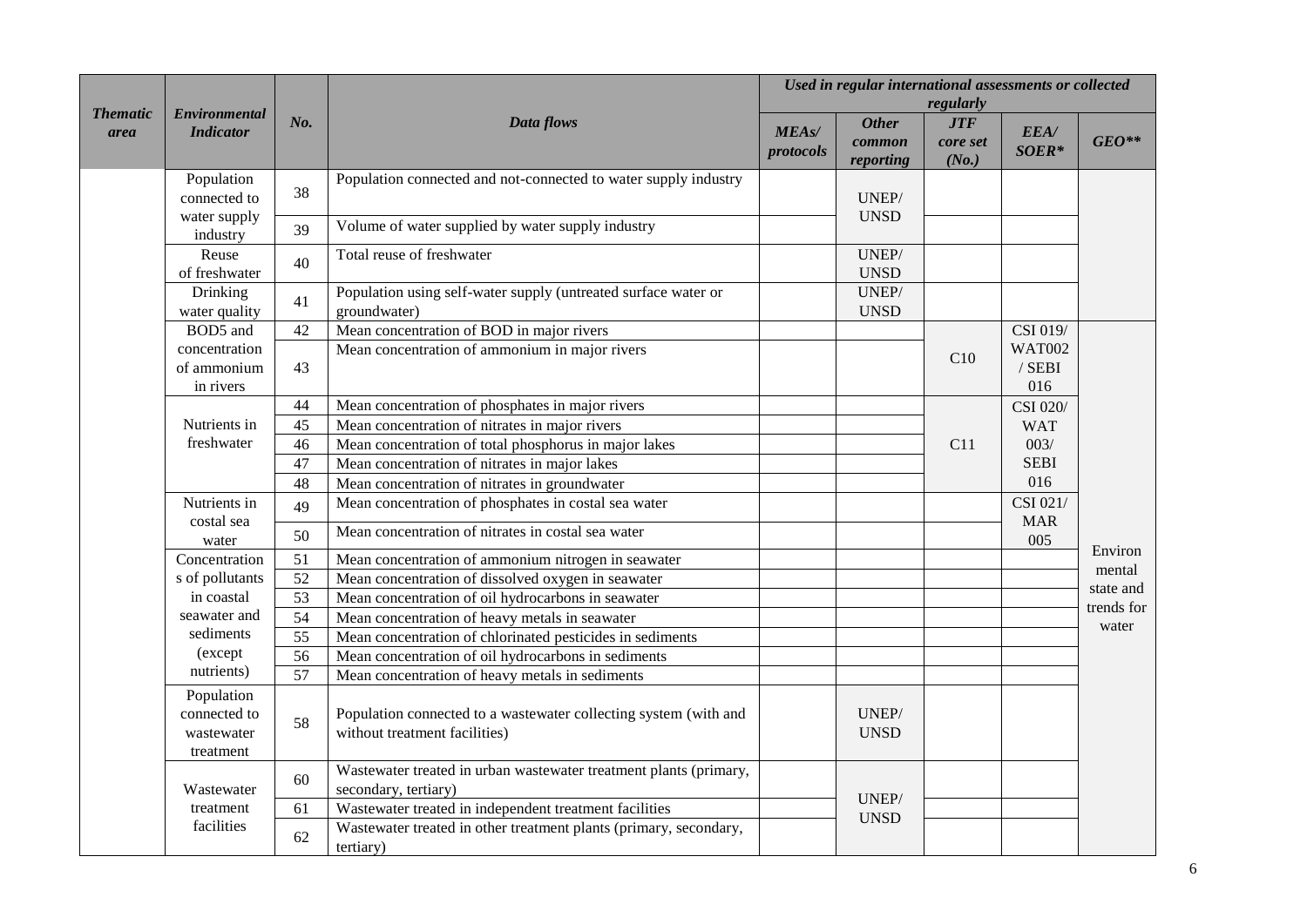| *Thematic area* | *Environmental Indicator* | *No.* | *Data flows* | *Used in regular international assessments or collected regularly* | | | | |
|---|---|---|---|---|---|---|---|---|
| | | | | *MEAs/ protocols* | *Other common reporting* | *JTF core set (No.)* | *EEA/ SOER** | *GEO*** |
| | Population connected to water supply industry | 38 | Population connected and not-connected to water supply industry | | UNEP/ UNSD | | | |
| | | 39 | Volume of water supplied by water supply industry | | | | | |
| | Reuse of freshwater | 40 | Total reuse of freshwater | | UNEP/ UNSD | | | |
| | Drinking water quality | 41 | Population using self-water supply (untreated surface water or groundwater) | | UNEP/ UNSD | | | |
| | BOD5 and concentration of ammonium in rivers | 42 | Mean concentration of BOD in major rivers | | | C10 | CSI 019/ WAT002 / SEBI 016 | Environ mental state and trends for water |
| | | 43 | Mean concentration of ammonium in major rivers | | | | | |
| | Nutrients in freshwater | 44 | Mean concentration of phosphates in major rivers | | | C11 | CSI 020/ WAT 003/ SEBI 016 | |
| | | 45 | Mean concentration of nitrates in major rivers | | | | | |
| | | 46 | Mean concentration of total phosphorus in major lakes | | | | | |
| | | 47 | Mean concentration of nitrates in major lakes | | | | | |
| | | 48 | Mean concentration of nitrates in groundwater | | | | | |
| | Nutrients in costal sea water | 49 | Mean concentration of phosphates in costal sea water | | | | CSI 021/ MAR 005 | |
| | | 50 | Mean concentration of nitrates in costal sea water | | | | | |
| | Concentrations of pollutants in coastal seawater and sediments (except nutrients) | 51 | Mean concentration of ammonium nitrogen in seawater | | | | | |
| | | 52 | Mean concentration of dissolved oxygen in seawater | | | | | |
| | | 53 | Mean concentration of oil hydrocarbons in seawater | | | | | |
| | | 54 | Mean concentration of heavy metals in seawater | | | | | |
| | | 55 | Mean concentration of chlorinated pesticides in sediments | | | | | |
| | | 56 | Mean concentration of oil hydrocarbons in sediments | | | | | |
| | | 57 | Mean concentration of heavy metals in sediments | | | | | |
| | Population connected to wastewater treatment | 58 | Population connected to a wastewater collecting system (with and without treatment facilities) | | UNEP/ UNSD | | | |
| | Wastewater treatment facilities | 60 | Wastewater treated in urban wastewater treatment plants (primary, secondary, tertiary) | | UNEP/ UNSD | | | |
| | | 61 | Wastewater treated in independent treatment facilities | | | | | |
| | | 62 | Wastewater treated in other treatment plants (primary, secondary, tertiary) | | | | | |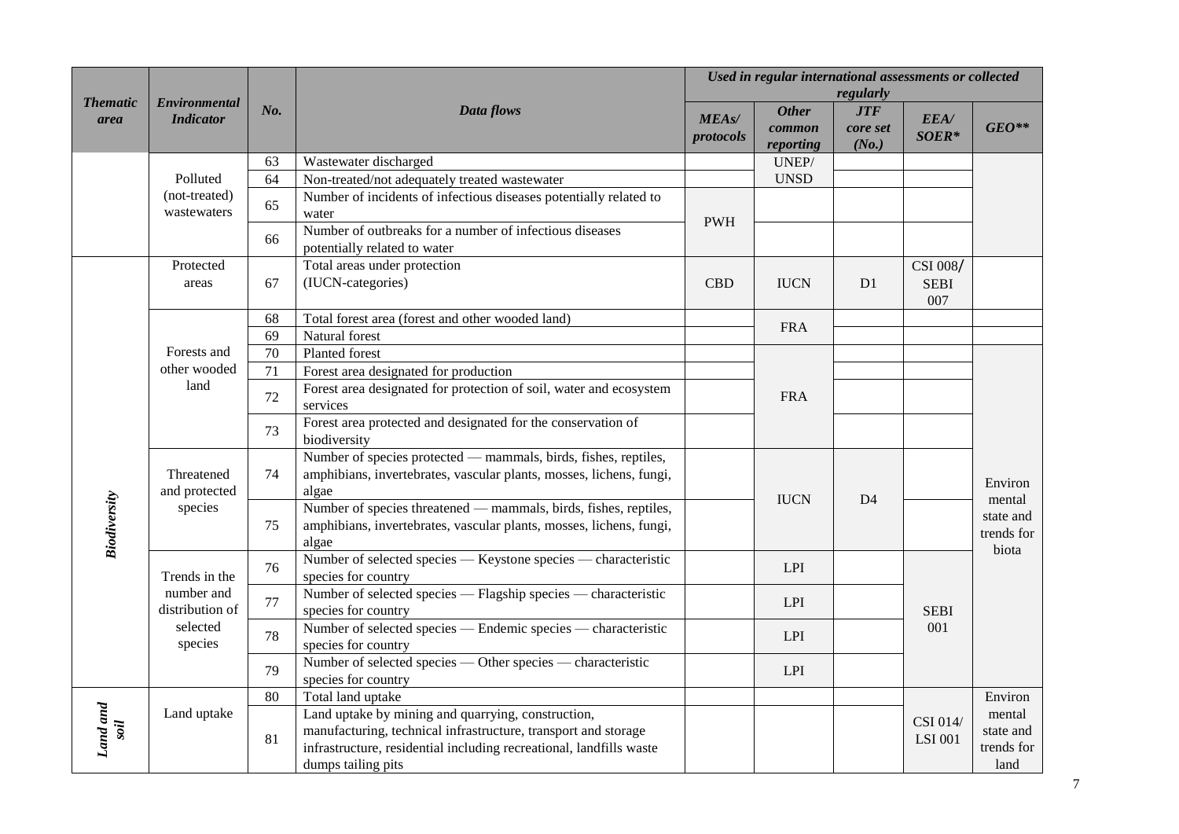| Thematic area | Environmental Indicator | No. | Data flows | Used in regular international assessments or collected regularly | | | | |
|---|---|---|---|---|---|---|---|---|
| | | | | MEAs/ protocols | Other common reporting | JTF core set (No.) | EEA/ SOER* | GEO** |
| | Polluted (not-treated) wastewaters | 63 | Wastewater discharged | | UNEP/ UNSD | | | |
| | | 64 | Non-treated/not adequately treated wastewater | | | | | |
| | | 65 | Number of incidents of infectious diseases potentially related to water | PWH | | | | |
| | | 66 | Number of outbreaks for a number of infectious diseases potentially related to water | | | | | |
| Biodiversity | Protected areas | 67 | Total areas under protection (IUCN-categories) | CBD | IUCN | D1 | CSI 008/ SEBI 007 | |
| | Forests and other wooded land | 68 | Total forest area (forest and other wooded land) | | FRA | | | |
| | | 69 | Natural forest | | | | | |
| | | 70 | Planted forest | | FRA | | | Environ mental state and trends for biota |
| | | 71 | Forest area designated for production | | | | | |
| | | 72 | Forest area designated for protection of soil, water and ecosystem services | | | | | |
| | | 73 | Forest area protected and designated for the conservation of biodiversity | | | | | |
| | Threatened and protected species | 74 | Number of species protected — mammals, birds, fishes, reptiles, amphibians, invertebrates, vascular plants, mosses, lichens, fungi, algae | | IUCN | D4 | | |
| | | 75 | Number of species threatened — mammals, birds, fishes, reptiles, amphibians, invertebrates, vascular plants, mosses, lichens, fungi, algae | | | | | |
| | Trends in the number and distribution of selected species | 76 | Number of selected species — Keystone species — characteristic species for country | | LPI | | SEBI 001 | |
| | | 77 | Number of selected species — Flagship species — characteristic species for country | | LPI | | | |
| | | 78 | Number of selected species — Endemic species — characteristic species for country | | LPI | | | |
| | | 79 | Number of selected species — Other species — characteristic species for country | | LPI | | | |
| Land and soil | Land uptake | 80 | Total land uptake | | | | CSI 014/ LSI 001 | Environ mental state and trends for land |
| | | 81 | Land uptake by mining and quarrying, construction, manufacturing, technical infrastructure, transport and storage infrastructure, residential including recreational, landfills waste dumps tailing pits | | | | | |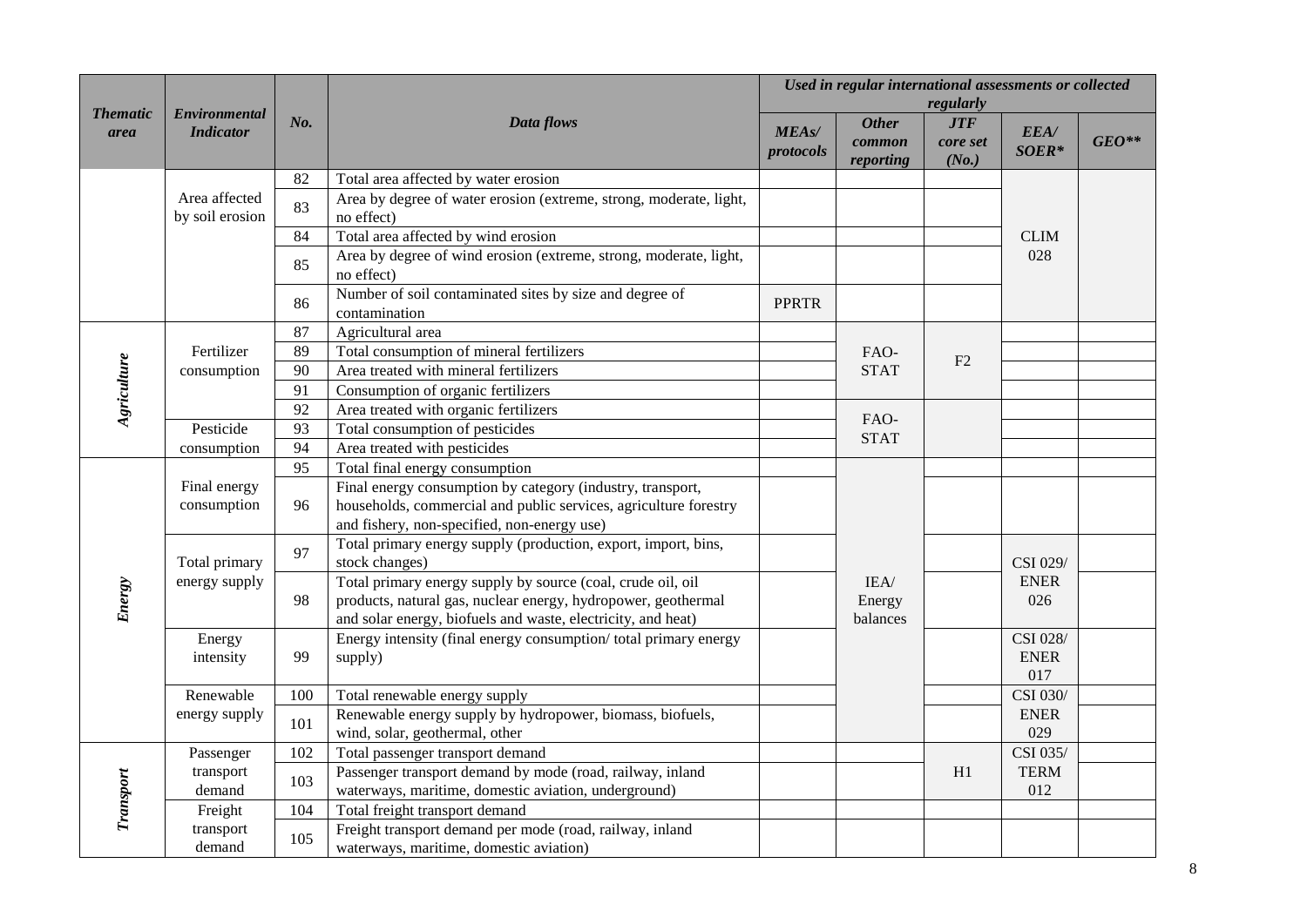| *Thematic area* | *Environmental Indicator* | *No.* | *Data flows* | *Used in regular international assessments or collected regularly* | | | | |
|---|---|---|---|---|---|---|---|---|
| | | | | *MEAs/ protocols* | *Other common reporting* | *JTF core set (No.)* | *EEA/ SOER** | *GEO*** |
| | Area affected by soil erosion | 82 | Total area affected by water erosion | | | | CLIM 028 | |
| | | 83 | Area by degree of water erosion (extreme, strong, moderate, light, no effect) | | | | | |
| | | 84 | Total area affected by wind erosion | | | | | |
| | | 85 | Area by degree of wind erosion (extreme, strong, moderate, light, no effect) | | | | | |
| | | 86 | Number of soil contaminated sites by size and degree of contamination | PPRTR | | | | |
| *Agriculture* | Fertilizer consumption | 87 | Agricultural area | | FAO-STAT | F2 | | |
| | | 89 | Total consumption of mineral fertilizers | | | | | |
| | | 90 | Area treated with mineral fertilizers | | | | | |
| | | 91 | Consumption of organic fertilizers | | | | | |
| | | 92 | Area treated with organic fertilizers | | FAO-STAT | | | |
| | Pesticide consumption | 93 | Total consumption of pesticides | | | | | |
| | | 94 | Area treated with pesticides | | | | | |
| *Energy* | Final energy consumption | 95 | Total final energy consumption | | IEA/ Energy balances | | | |
| | | 96 | Final energy consumption by category (industry, transport, households, commercial and public services, agriculture forestry and fishery, non-specified, non-energy use) | | | | | |
| | Total primary energy supply | 97 | Total primary energy supply (production, export, import, bins, stock changes) | | | | CSI 029/ ENER 026 | |
| | | 98 | Total primary energy supply by source (coal, crude oil, oil products, natural gas, nuclear energy, hydropower, geothermal and solar energy, biofuels and waste, electricity, and heat) | | | | | |
| | Energy intensity | 99 | Energy intensity (final energy consumption/ total primary energy supply) | | | | CSI 028/ ENER 017 | |
| | Renewable energy supply | 100 | Total renewable energy supply | | | | CSI 030/ ENER 029 | |
| | | 101 | Renewable energy supply by hydropower, biomass, biofuels, wind, solar, geothermal, other | | | | | |
| *Transport* | Passenger transport demand | 102 | Total passenger transport demand | | | H1 | CSI 035/ TERM 012 | |
| | | 103 | Passenger transport demand by mode (road, railway, inland waterways, maritime, domestic aviation, underground) | | | | | |
| | Freight transport demand | 104 | Total freight transport demand | | | | | |
| | | 105 | Freight transport demand per mode (road, railway, inland waterways, maritime, domestic aviation) | | | | | |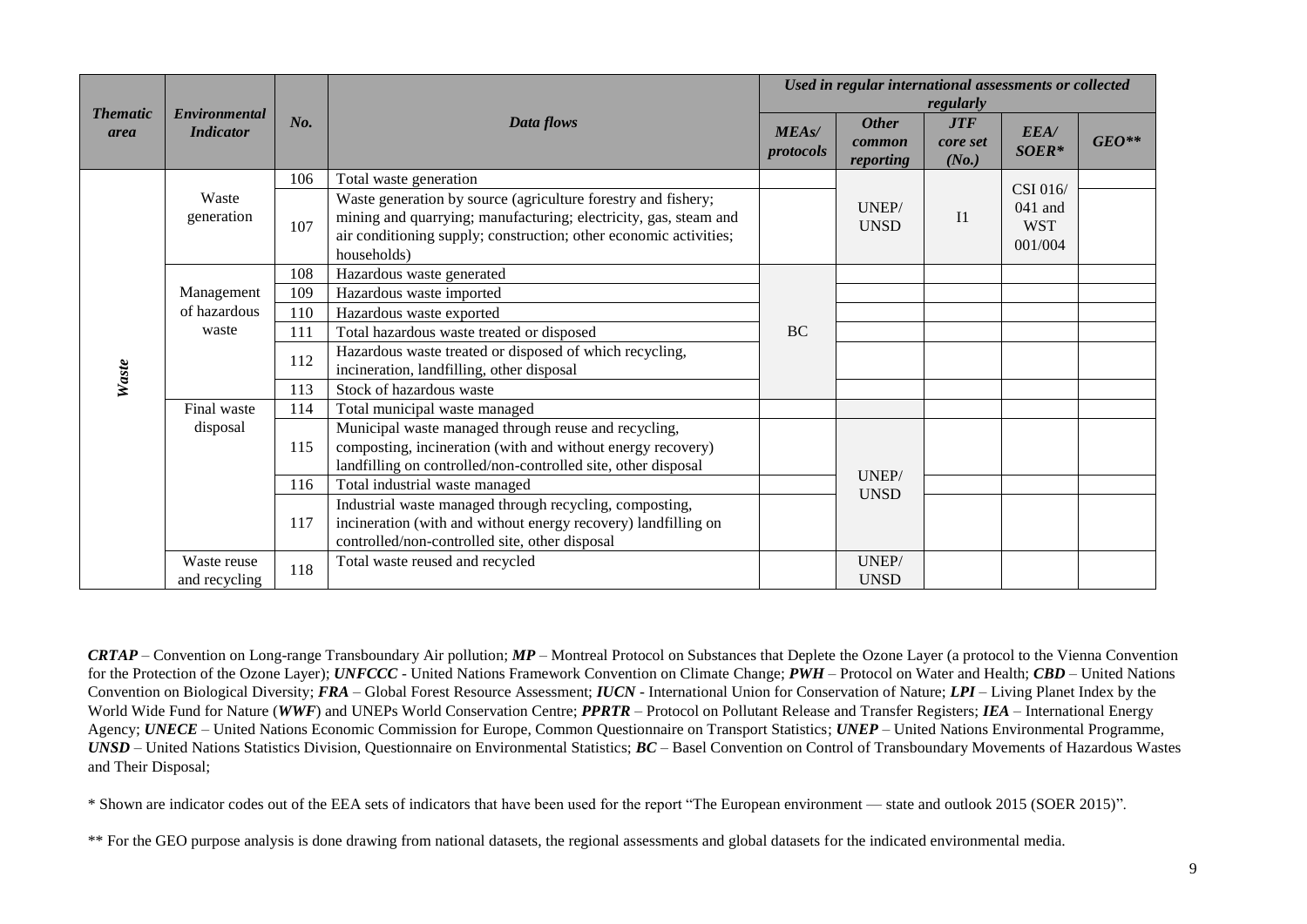| *Thematic area* | *Environmental Indicator* | *No.* | *Data flows* | *Used in regular international assessments or collected regularly* | | | | |
|---|---|---|---|---|---|---|---|---|
| | | | | *MEAs/ protocols* | *Other common reporting* | *JTF core set (No.)* | *EEA/ SOER** | *GEO*** |
| *Waste* | Waste generation | 106 | Total waste generation | | UNEP/ UNSD | I1 | CSI 016/ 041 and WST 001/004 | |
| | | 107 | Waste generation by source (agriculture forestry and fishery; mining and quarrying; manufacturing; electricity, gas, steam and air conditioning supply; construction; other economic activities; households) | | | | | |
| | Management of hazardous waste | 108 | Hazardous waste generated | BC | | | | |
| | | 109 | Hazardous waste imported | | | | | |
| | | 110 | Hazardous waste exported | | | | | |
| | | 111 | Total hazardous waste treated or disposed | | | | | |
| | | 112 | Hazardous waste treated or disposed of which recycling, incineration, landfilling, other disposal | | | | | |
| | | 113 | Stock of hazardous waste | | | | | |
| | Final waste disposal | 114 | Total municipal waste managed | | | | | |
| | | 115 | Municipal waste managed through reuse and recycling, composting, incineration (with and without energy recovery) landfilling on controlled/non-controlled site, other disposal | | UNEP/ UNSD | | | |
| | | 116 | Total industrial waste managed | | | | | |
| | | 117 | Industrial waste managed through recycling, composting, incineration (with and without energy recovery) landfilling on controlled/non-controlled site, other disposal | | | | | |
| | Waste reuse and recycling | 118 | Total waste reused and recycled | | UNEP/ UNSD | | | |

***CRTAP*** – Convention on Long-range Transboundary Air pollution; ***MP*** – Montreal Protocol on Substances that Deplete the Ozone Layer (a protocol to the Vienna Convention for the Protection of the Ozone Layer); ***UNFCCC*** - United Nations Framework Convention on Climate Change; ***PWH*** – Protocol on Water and Health; ***CBD*** – United Nations Convention on Biological Diversity; ***FRA*** – Global Forest Resource Assessment; ***IUCN*** - International Union for Conservation of Nature; ***LPI*** – Living Planet Index by the World Wide Fund for Nature (***WWF***) and UNEPs World Conservation Centre; ***PPRTR*** – Protocol on Pollutant Release and Transfer Registers; ***IEA*** – International Energy Agency; ***UNECE*** – United Nations Economic Commission for Europe, Common Questionnaire on Transport Statistics; ***UNEP*** – United Nations Environmental Programme, ***UNSD*** – United Nations Statistics Division, Questionnaire on Environmental Statistics; ***BC*** – Basel Convention on Control of Transboundary Movements of Hazardous Wastes and Their Disposal;

\* Shown are indicator codes out of the EEA sets of indicators that have been used for the report "The European environment — state and outlook 2015 (SOER 2015)".

** For the GEO purpose analysis is done drawing from national datasets, the regional assessments and global datasets for the indicated environmental media.